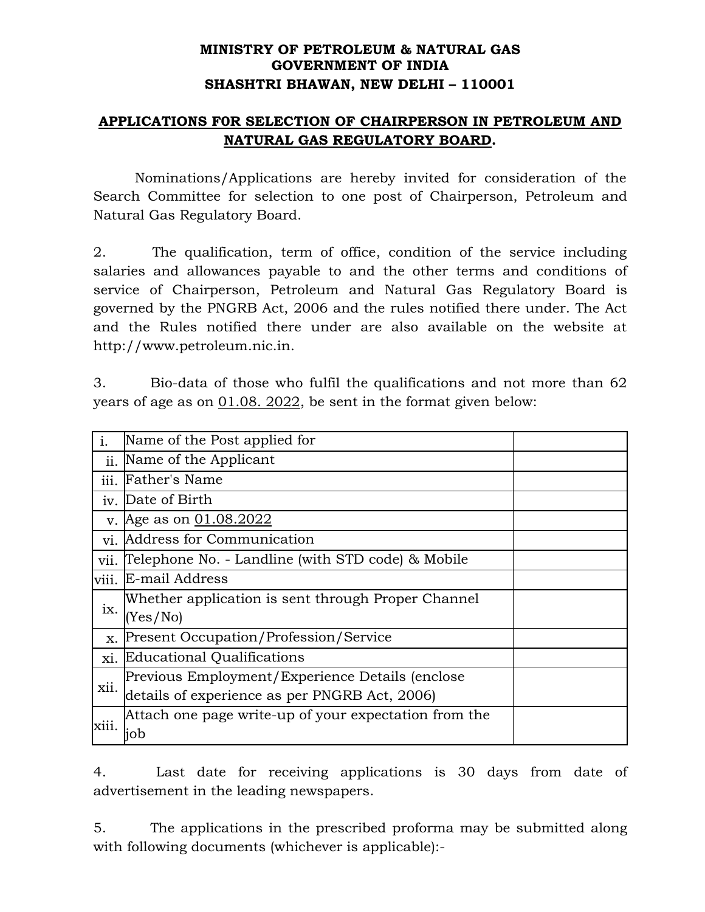**MINISTRY OF PETROLEUM & NATURAL GAS**
**GOVERNMENT OF INDIA**
**SHASHTRI BHAWAN, NEW DELHI – 110001**

## APPLICATIONS F0R SELECTION OF CHAIRPERSON IN PETROLEUM AND NATURAL GAS REGULATORY BOARD.

Nominations/Applications are hereby invited for consideration of the Search Committee for selection to one post of Chairperson, Petroleum and Natural Gas Regulatory Board.

2. The qualification, term of office, condition of the service including salaries and allowances payable to and the other terms and conditions of service of Chairperson, Petroleum and Natural Gas Regulatory Board is governed by the PNGRB Act, 2006 and the rules notified there under. The Act and the Rules notified there under are also available on the website at http://www.petroleum.nic.in.

3. Bio-data of those who fulfil the qualifications and not more than 62 years of age as on 01.08. 2022, be sent in the format given below:

| | | |
|---|---|---|
| i. | Name of the Post applied for | |
| ii. | Name of the Applicant | |
| iii. | Father's Name | |
| iv. | Date of Birth | |
| v. | Age as on 01.08.2022 | |
| vi. | Address for Communication | |
| vii. | Telephone No. - Landline (with STD code) & Mobile | |
| viii. | E-mail Address | |
| ix. | Whether application is sent through Proper Channel (Yes/No) | |
| x. | Present Occupation/Profession/Service | |
| xi. | Educational Qualifications | |
| xii. | Previous Employment/Experience Details (enclose details of experience as per PNGRB Act, 2006) | |
| xiii. | Attach one page write-up of your expectation from the job | |

4. Last date for receiving applications is 30 days from date of advertisement in the leading newspapers.

5. The applications in the prescribed proforma may be submitted along with following documents (whichever is applicable):-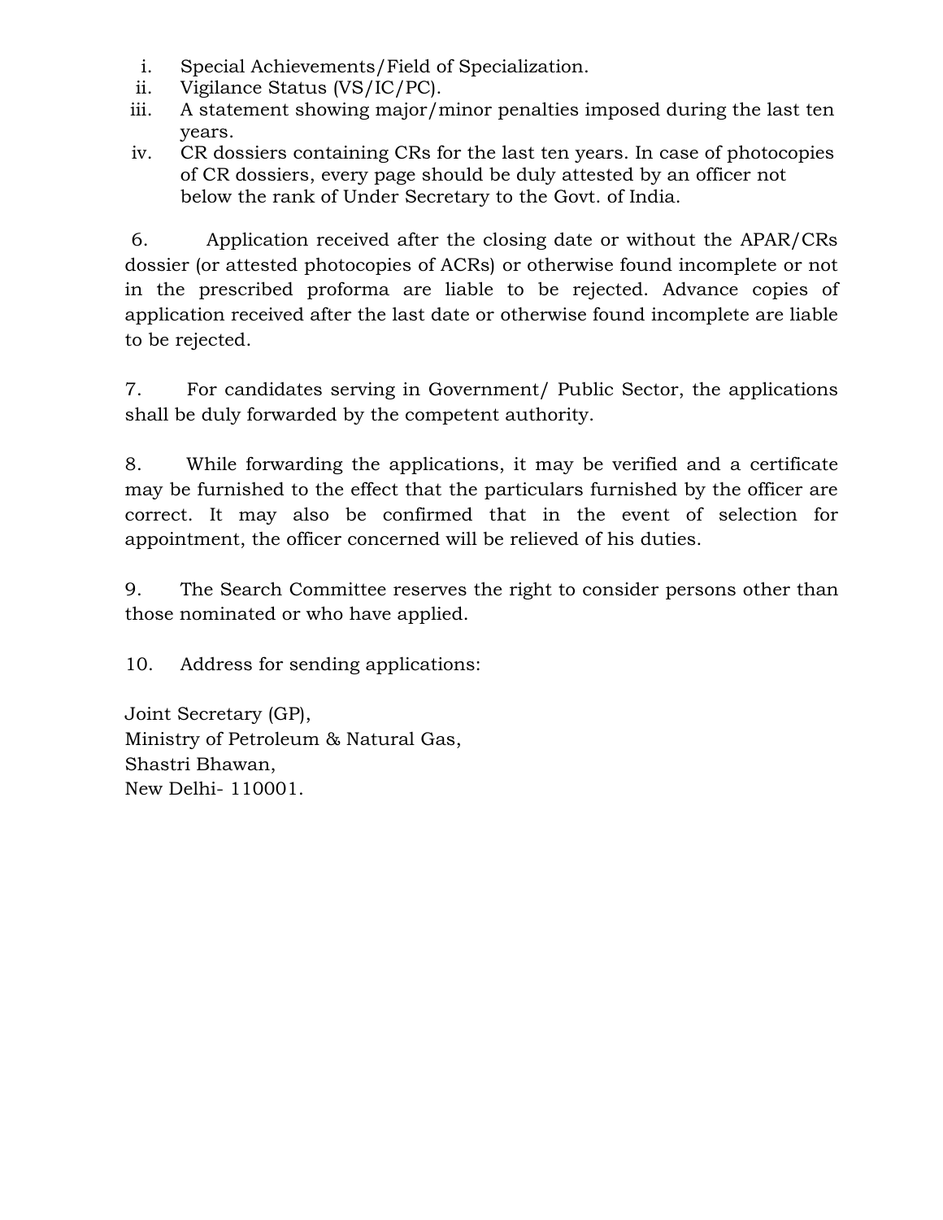i. Special Achievements/Field of Specialization.
ii. Vigilance Status (VS/IC/PC).
iii. A statement showing major/minor penalties imposed during the last ten years.
iv. CR dossiers containing CRs for the last ten years. In case of photocopies of CR dossiers, every page should be duly attested by an officer not below the rank of Under Secretary to the Govt. of India.

6. Application received after the closing date or without the APAR/CRs dossier (or attested photocopies of ACRs) or otherwise found incomplete or not in the prescribed proforma are liable to be rejected. Advance copies of application received after the last date or otherwise found incomplete are liable to be rejected.

7. For candidates serving in Government/ Public Sector, the applications shall be duly forwarded by the competent authority.

8. While forwarding the applications, it may be verified and a certificate may be furnished to the effect that the particulars furnished by the officer are correct. It may also be confirmed that in the event of selection for appointment, the officer concerned will be relieved of his duties.

9. The Search Committee reserves the right to consider persons other than those nominated or who have applied.

10. Address for sending applications:

Joint Secretary (GP),
Ministry of Petroleum & Natural Gas,
Shastri Bhawan,
New Delhi- 110001.